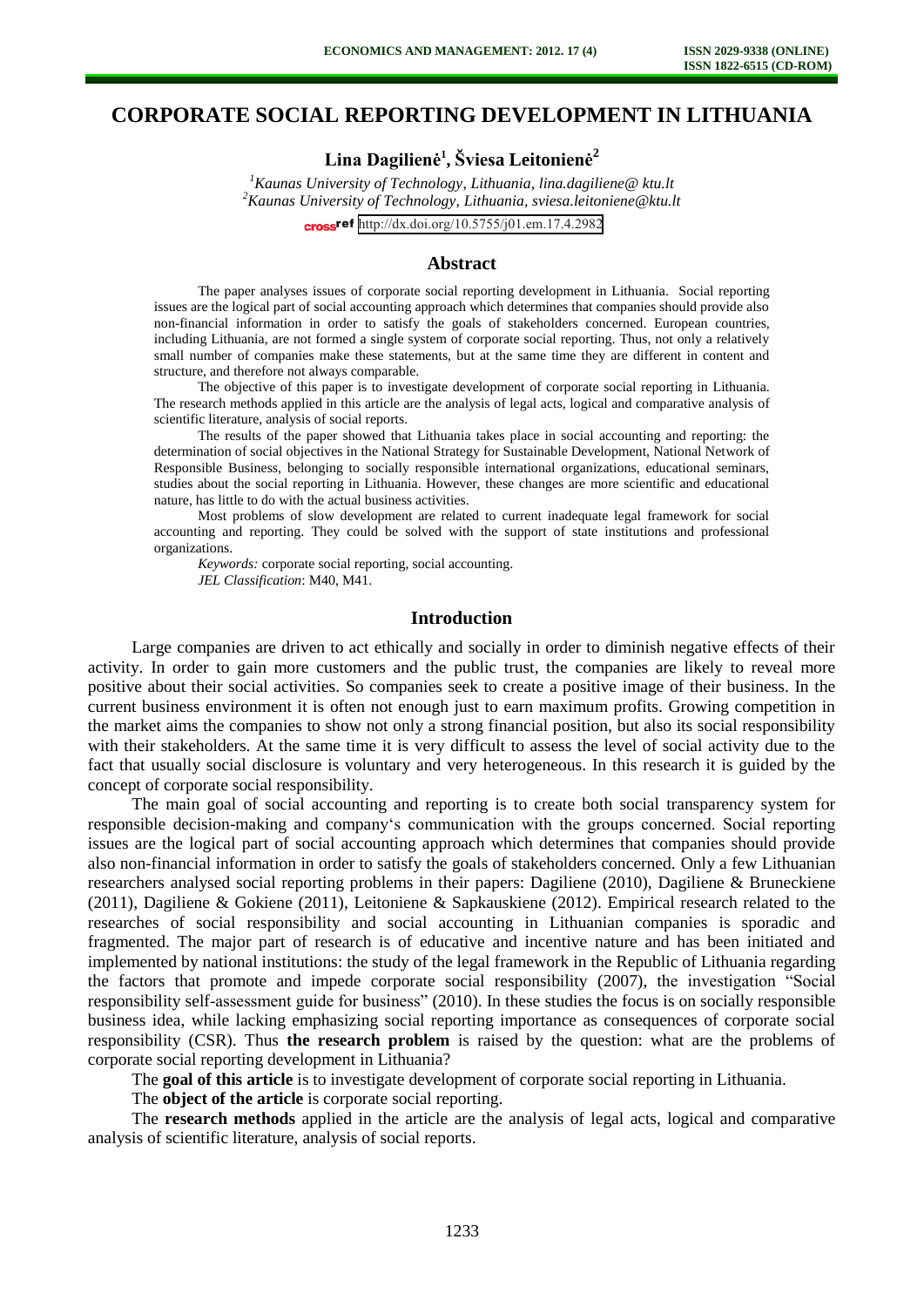# CORPORATE SOCIAL REPORTING DEVELOPMENT IN LITHUANIA

**Lina Dagilienė[1], Šviesa Leitonienė[2]**

[1]*Kaunas University of Technology, Lithuania, lina.dagiliene@ ktu.lt*
[2]*Kaunas University of Technology, Lithuania, sviesa.leitoniene@ktu.lt*

http://dx.doi.org/10.5755/j01.em.17.4.2982

## Abstract

The paper analyses issues of corporate social reporting development in Lithuania. Social reporting issues are the logical part of social accounting approach which determines that companies should provide also non-financial information in order to satisfy the goals of stakeholders concerned. European countries, including Lithuania, are not formed a single system of corporate social reporting. Thus, not only a relatively small number of companies make these statements, but at the same time they are different in content and structure, and therefore not always comparable.

The objective of this paper is to investigate development of corporate social reporting in Lithuania. The research methods applied in this article are the analysis of legal acts, logical and comparative analysis of scientific literature, analysis of social reports.

The results of the paper showed that Lithuania takes place in social accounting and reporting: the determination of social objectives in the National Strategy for Sustainable Development, National Network of Responsible Business, belonging to socially responsible international organizations, educational seminars, studies about the social reporting in Lithuania. However, these changes are more scientific and educational nature, has little to do with the actual business activities.

Most problems of slow development are related to current inadequate legal framework for social accounting and reporting. They could be solved with the support of state institutions and professional organizations.

*Keywords:* corporate social reporting, social accounting.

*JEL Classification*: M40, M41.

## Introduction

Large companies are driven to act ethically and socially in order to diminish negative effects of their activity. In order to gain more customers and the public trust, the companies are likely to reveal more positive about their social activities. So companies seek to create a positive image of their business. In the current business environment it is often not enough just to earn maximum profits. Growing competition in the market aims the companies to show not only a strong financial position, but also its social responsibility with their stakeholders. At the same time it is very difficult to assess the level of social activity due to the fact that usually social disclosure is voluntary and very heterogeneous. In this research it is guided by the concept of corporate social responsibility.

The main goal of social accounting and reporting is to create both social transparency system for responsible decision-making and company's communication with the groups concerned. Social reporting issues are the logical part of social accounting approach which determines that companies should provide also non-financial information in order to satisfy the goals of stakeholders concerned. Only a few Lithuanian researchers analysed social reporting problems in their papers: Dagiliene (2010), Dagiliene & Bruneckiene (2011), Dagiliene & Gokiene (2011), Leitoniene & Sapkauskiene (2012). Empirical research related to the researches of social responsibility and social accounting in Lithuanian companies is sporadic and fragmented. The major part of research is of educative and incentive nature and has been initiated and implemented by national institutions: the study of the legal framework in the Republic of Lithuania regarding the factors that promote and impede corporate social responsibility (2007), the investigation "Social responsibility self-assessment guide for business" (2010). In these studies the focus is on socially responsible business idea, while lacking emphasizing social reporting importance as consequences of corporate social responsibility (CSR). Thus **the research problem** is raised by the question: what are the problems of corporate social reporting development in Lithuania?

The **goal of this article** is to investigate development of corporate social reporting in Lithuania.

The **object of the article** is corporate social reporting.

The **research methods** applied in the article are the analysis of legal acts, logical and comparative analysis of scientific literature, analysis of social reports.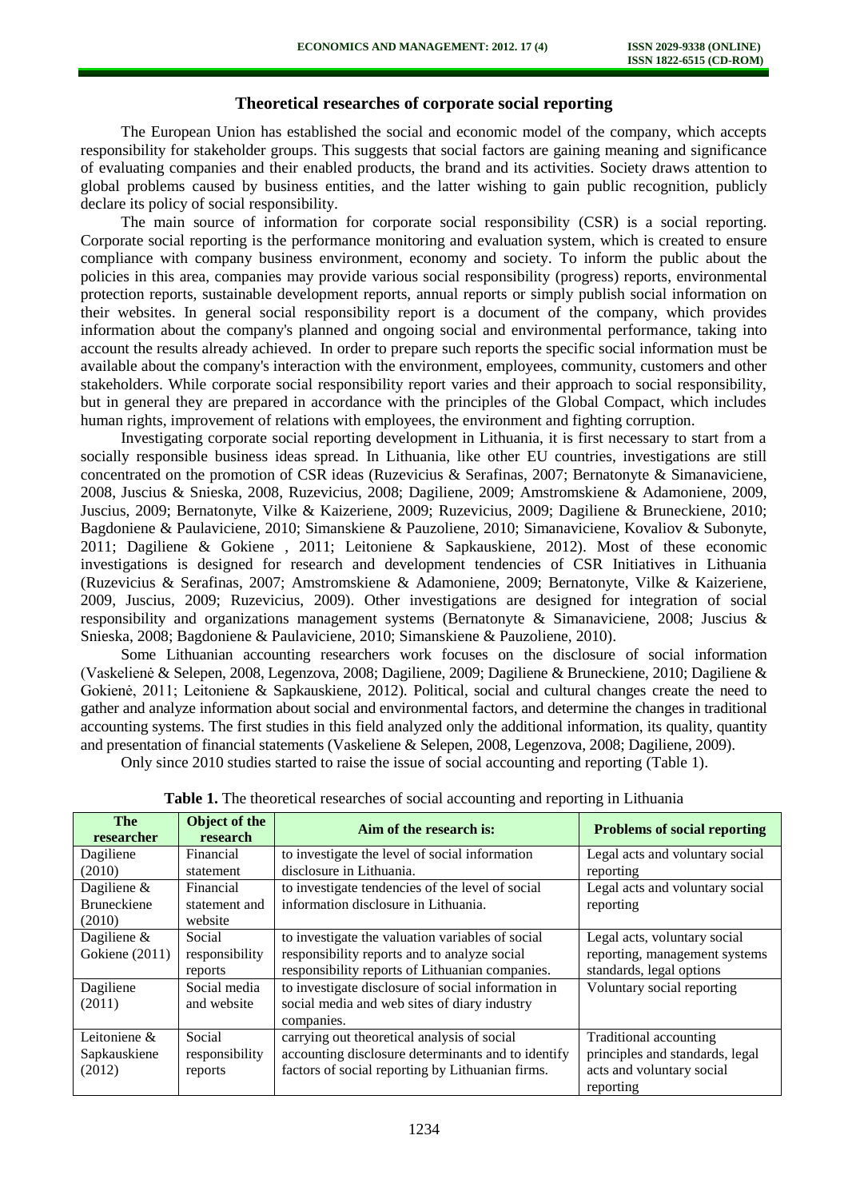## Theoretical researches of corporate social reporting

The European Union has established the social and economic model of the company, which accepts responsibility for stakeholder groups. This suggests that social factors are gaining meaning and significance of evaluating companies and their enabled products, the brand and its activities. Society draws attention to global problems caused by business entities, and the latter wishing to gain public recognition, publicly declare its policy of social responsibility.

The main source of information for corporate social responsibility (CSR) is a social reporting. Corporate social reporting is the performance monitoring and evaluation system, which is created to ensure compliance with company business environment, economy and society. To inform the public about the policies in this area, companies may provide various social responsibility (progress) reports, environmental protection reports, sustainable development reports, annual reports or simply publish social information on their websites. In general social responsibility report is a document of the company, which provides information about the company's planned and ongoing social and environmental performance, taking into account the results already achieved. In order to prepare such reports the specific social information must be available about the company's interaction with the environment, employees, community, customers and other stakeholders. While corporate social responsibility report varies and their approach to social responsibility, but in general they are prepared in accordance with the principles of the Global Compact, which includes human rights, improvement of relations with employees, the environment and fighting corruption.

Investigating corporate social reporting development in Lithuania, it is first necessary to start from a socially responsible business ideas spread. In Lithuania, like other EU countries, investigations are still concentrated on the promotion of CSR ideas (Ruzevicius & Serafinas, 2007; Bernatonyte & Simanaviciene, 2008, Juscius & Snieska, 2008, Ruzevicius, 2008; Dagiliene, 2009; Amstromskiene & Adamoniene, 2009, Juscius, 2009; Bernatonyte, Vilke & Kaizeriene, 2009; Ruzevicius, 2009; Dagiliene & Bruneckiene, 2010; Bagdoniene & Paulaviciene, 2010; Simanskiene & Pauzoliene, 2010; Simanaviciene, Kovaliov & Subonyte, 2011; Dagiliene & Gokiene , 2011; Leitoniene & Sapkauskiene, 2012). Most of these economic investigations is designed for research and development tendencies of CSR Initiatives in Lithuania (Ruzevicius & Serafinas, 2007; Amstromskiene & Adamoniene, 2009; Bernatonyte, Vilke & Kaizeriene, 2009, Juscius, 2009; Ruzevicius, 2009). Other investigations are designed for integration of social responsibility and organizations management systems (Bernatonyte & Simanaviciene, 2008; Juscius & Snieska, 2008; Bagdoniene & Paulaviciene, 2010; Simanskiene & Pauzoliene, 2010).

Some Lithuanian accounting researchers work focuses on the disclosure of social information (Vaskelienė & Selepen, 2008, Legenzova, 2008; Dagiliene, 2009; Dagiliene & Bruneckiene, 2010; Dagiliene & Gokienė, 2011; Leitoniene & Sapkauskiene, 2012). Political, social and cultural changes create the need to gather and analyze information about social and environmental factors, and determine the changes in traditional accounting systems. The first studies in this field analyzed only the additional information, its quality, quantity and presentation of financial statements (Vaskeliene & Selepen, 2008, Legenzova, 2008; Dagiliene, 2009).

Only since 2010 studies started to raise the issue of social accounting and reporting (Table 1).

**Table 1.** The theoretical researches of social accounting and reporting in Lithuania

| The researcher | Object of the research | Aim of the research is: | Problems of social reporting |
|---|---|---|---|
| Dagiliene (2010) | Financial statement | to investigate the level of social information disclosure in Lithuania. | Legal acts and voluntary social reporting |
| Dagiliene & Bruneckiene (2010) | Financial statement and website | to investigate tendencies of the level of social information disclosure in Lithuania. | Legal acts and voluntary social reporting |
| Dagiliene & Gokiene (2011) | Social responsibility reports | to investigate the valuation variables of social responsibility reports and to analyze social responsibility reports of Lithuanian companies. | Legal acts, voluntary social reporting, management systems standards, legal options |
| Dagiliene (2011) | Social media and website | to investigate disclosure of social information in social media and web sites of diary industry companies. | Voluntary social reporting |
| Leitoniene & Sapkauskiene (2012) | Social responsibility reports | carrying out theoretical analysis of social accounting disclosure determinants and to identify factors of social reporting by Lithuanian firms. | Traditional accounting principles and standards, legal acts and voluntary social reporting |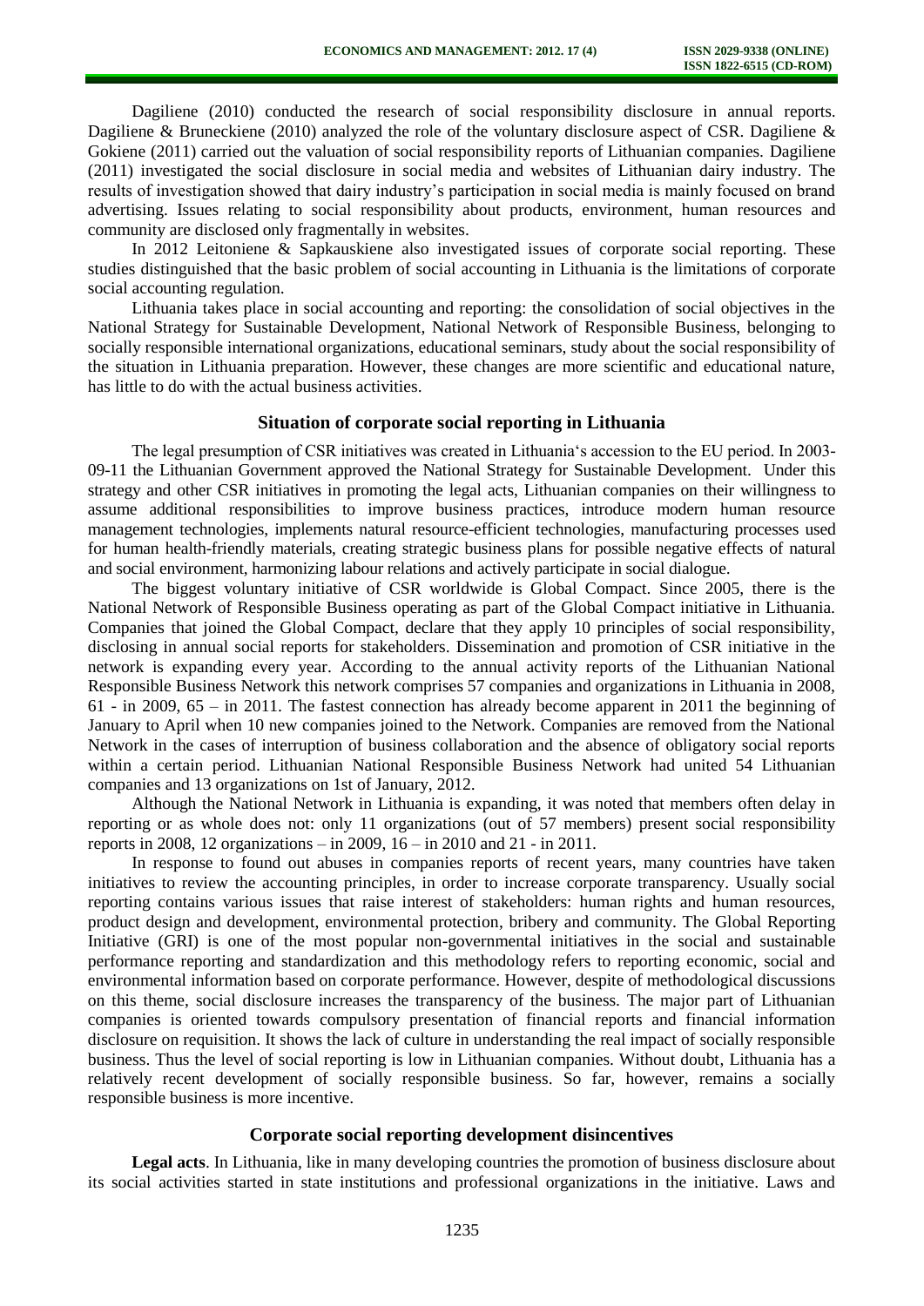Dagiliene (2010) conducted the research of social responsibility disclosure in annual reports. Dagiliene & Bruneckiene (2010) analyzed the role of the voluntary disclosure aspect of CSR. Dagiliene & Gokiene (2011) carried out the valuation of social responsibility reports of Lithuanian companies. Dagiliene (2011) investigated the social disclosure in social media and websites of Lithuanian dairy industry. The results of investigation showed that dairy industry's participation in social media is mainly focused on brand advertising. Issues relating to social responsibility about products, environment, human resources and community are disclosed only fragmentally in websites.

In 2012 Leitoniene & Sapkauskiene also investigated issues of corporate social reporting. These studies distinguished that the basic problem of social accounting in Lithuania is the limitations of corporate social accounting regulation.

Lithuania takes place in social accounting and reporting: the consolidation of social objectives in the National Strategy for Sustainable Development, National Network of Responsible Business, belonging to socially responsible international organizations, educational seminars, study about the social responsibility of the situation in Lithuania preparation. However, these changes are more scientific and educational nature, has little to do with the actual business activities.

## Situation of corporate social reporting in Lithuania

The legal presumption of CSR initiatives was created in Lithuania's accession to the EU period. In 2003-09-11 the Lithuanian Government approved the National Strategy for Sustainable Development. Under this strategy and other CSR initiatives in promoting the legal acts, Lithuanian companies on their willingness to assume additional responsibilities to improve business practices, introduce modern human resource management technologies, implements natural resource-efficient technologies, manufacturing processes used for human health-friendly materials, creating strategic business plans for possible negative effects of natural and social environment, harmonizing labour relations and actively participate in social dialogue.

The biggest voluntary initiative of CSR worldwide is Global Compact. Since 2005, there is the National Network of Responsible Business operating as part of the Global Compact initiative in Lithuania. Companies that joined the Global Compact, declare that they apply 10 principles of social responsibility, disclosing in annual social reports for stakeholders. Dissemination and promotion of CSR initiative in the network is expanding every year. According to the annual activity reports of the Lithuanian National Responsible Business Network this network comprises 57 companies and organizations in Lithuania in 2008, 61 - in 2009, 65 – in 2011. The fastest connection has already become apparent in 2011 the beginning of January to April when 10 new companies joined to the Network. Companies are removed from the National Network in the cases of interruption of business collaboration and the absence of obligatory social reports within a certain period. Lithuanian National Responsible Business Network had united 54 Lithuanian companies and 13 organizations on 1st of January, 2012.

Although the National Network in Lithuania is expanding, it was noted that members often delay in reporting or as whole does not: only 11 organizations (out of 57 members) present social responsibility reports in 2008, 12 organizations – in 2009, 16 – in 2010 and 21 - in 2011.

In response to found out abuses in companies reports of recent years, many countries have taken initiatives to review the accounting principles, in order to increase corporate transparency. Usually social reporting contains various issues that raise interest of stakeholders: human rights and human resources, product design and development, environmental protection, bribery and community. The Global Reporting Initiative (GRI) is one of the most popular non-governmental initiatives in the social and sustainable performance reporting and standardization and this methodology refers to reporting economic, social and environmental information based on corporate performance. However, despite of methodological discussions on this theme, social disclosure increases the transparency of the business. The major part of Lithuanian companies is oriented towards compulsory presentation of financial reports and financial information disclosure on requisition. It shows the lack of culture in understanding the real impact of socially responsible business. Thus the level of social reporting is low in Lithuanian companies. Without doubt, Lithuania has a relatively recent development of socially responsible business. So far, however, remains a socially responsible business is more incentive.

## Corporate social reporting development disincentives

**Legal acts**. In Lithuania, like in many developing countries the promotion of business disclosure about its social activities started in state institutions and professional organizations in the initiative. Laws and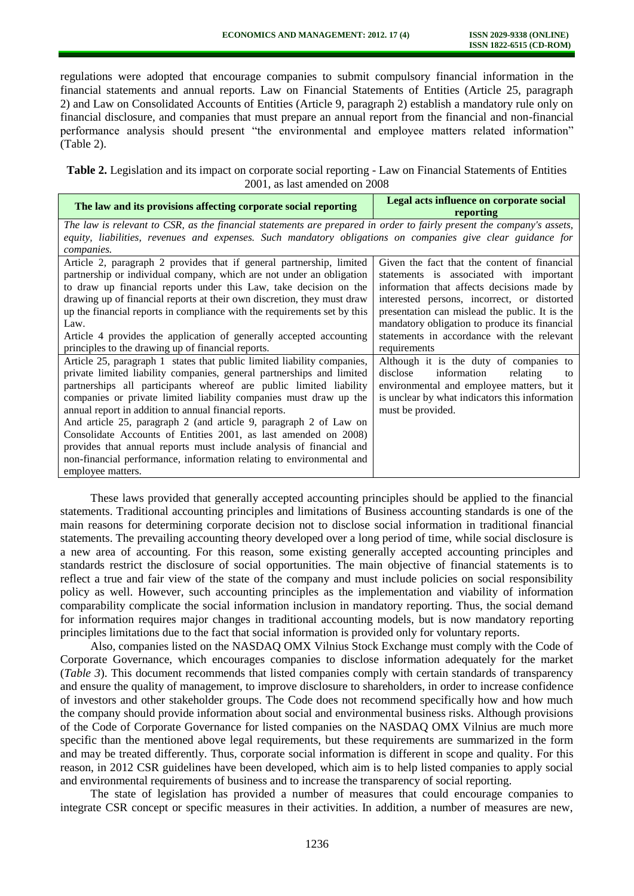regulations were adopted that encourage companies to submit compulsory financial information in the financial statements and annual reports. Law on Financial Statements of Entities (Article 25, paragraph 2) and Law on Consolidated Accounts of Entities (Article 9, paragraph 2) establish a mandatory rule only on financial disclosure, and companies that must prepare an annual report from the financial and non-financial performance analysis should present "the environmental and employee matters related information" (Table 2).

**Table 2.** Legislation and its impact on corporate social reporting - Law on Financial Statements of Entities 2001, as last amended on 2008

| The law and its provisions affecting corporate social reporting | Legal acts influence on corporate social reporting |
|---|---|
| *The law is relevant to CSR, as the financial statements are prepared in order to fairly present the company's assets, equity, liabilities, revenues and expenses. Such mandatory obligations on companies give clear guidance for companies.* | |
| Article 2, paragraph 2 provides that if general partnership, limited partnership or individual company, which are not under an obligation to draw up financial reports under this Law, take decision on the drawing up of financial reports at their own discretion, they must draw up the financial reports in compliance with the requirements set by this Law. Article 4 provides the application of generally accepted accounting principles to the drawing up of financial reports. | Given the fact that the content of financial statements is associated with important information that affects decisions made by interested persons, incorrect, or distorted presentation can mislead the public. It is the mandatory obligation to produce its financial statements in accordance with the relevant requirements |
| Article 25, paragraph 1 states that public limited liability companies, private limited liability companies, general partnerships and limited partnerships all participants whereof are public limited liability companies or private limited liability companies must draw up the annual report in addition to annual financial reports. And article 25, paragraph 2 (and article 9, paragraph 2 of Law on Consolidate Accounts of Entities 2001, as last amended on 2008) provides that annual reports must include analysis of financial and non-financial performance, information relating to environmental and employee matters. | Although it is the duty of companies to disclose information relating to environmental and employee matters, but it is unclear by what indicators this information must be provided. |

These laws provided that generally accepted accounting principles should be applied to the financial statements. Traditional accounting principles and limitations of Business accounting standards is one of the main reasons for determining corporate decision not to disclose social information in traditional financial statements. The prevailing accounting theory developed over a long period of time, while social disclosure is a new area of accounting. For this reason, some existing generally accepted accounting principles and standards restrict the disclosure of social opportunities. The main objective of financial statements is to reflect a true and fair view of the state of the company and must include policies on social responsibility policy as well. However, such accounting principles as the implementation and viability of information comparability complicate the social information inclusion in mandatory reporting. Thus, the social demand for information requires major changes in traditional accounting models, but is now mandatory reporting principles limitations due to the fact that social information is provided only for voluntary reports.

Also, companies listed on the NASDAQ OMX Vilnius Stock Exchange must comply with the Code of Corporate Governance, which encourages companies to disclose information adequately for the market (*Table 3*). This document recommends that listed companies comply with certain standards of transparency and ensure the quality of management, to improve disclosure to shareholders, in order to increase confidence of investors and other stakeholder groups. The Code does not recommend specifically how and how much the company should provide information about social and environmental business risks. Although provisions of the Code of Corporate Governance for listed companies on the NASDAQ OMX Vilnius are much more specific than the mentioned above legal requirements, but these requirements are summarized in the form and may be treated differently. Thus, corporate social information is different in scope and quality. For this reason, in 2012 CSR guidelines have been developed, which aim is to help listed companies to apply social and environmental requirements of business and to increase the transparency of social reporting.

The state of legislation has provided a number of measures that could encourage companies to integrate CSR concept or specific measures in their activities. In addition, a number of measures are new,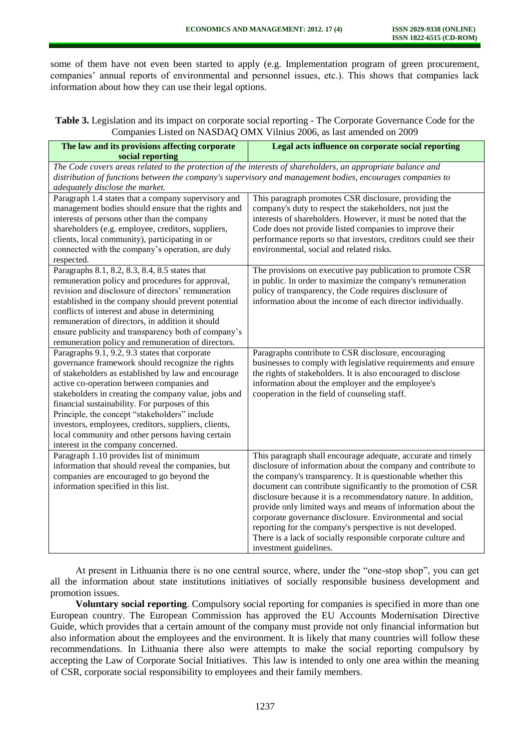some of them have not even been started to apply (e.g. Implementation program of green procurement, companies' annual reports of environmental and personnel issues, etc.). This shows that companies lack information about how they can use their legal options.

**Table 3.** Legislation and its impact on corporate social reporting - The Corporate Governance Code for the Companies Listed on NASDAQ OMX Vilnius 2006, as last amended on 2009

| The law and its provisions affecting corporate social reporting | Legal acts influence on corporate social reporting |
|---|---|
| *The Code covers areas related to the protection of the interests of shareholders, an appropriate balance and distribution of functions between the company's supervisory and management bodies, encourages companies to adequately disclose the market.* | |
| Paragraph 1.4 states that a company supervisory and management bodies should ensure that the rights and interests of persons other than the company shareholders (e.g. employee, creditors, suppliers, clients, local community), participating in or connected with the company's operation, are duly respected. | This paragraph promotes CSR disclosure, providing the company's duty to respect the stakeholders, not just the interests of shareholders. However, it must be noted that the Code does not provide listed companies to improve their performance reports so that investors, creditors could see their environmental, social and related risks. |
| Paragraphs 8.1, 8.2, 8.3, 8.4, 8.5 states that remuneration policy and procedures for approval, revision and disclosure of directors' remuneration established in the company should prevent potential conflicts of interest and abuse in determining remuneration of directors, in addition it should ensure publicity and transparency both of company's remuneration policy and remuneration of directors. | The provisions on executive pay publication to promote CSR in public. In order to maximize the company's remuneration policy of transparency, the Code requires disclosure of information about the income of each director individually. |
| Paragraphs 9.1, 9.2, 9.3 states that corporate governance framework should recognize the rights of stakeholders as established by law and encourage active co-operation between companies and stakeholders in creating the company value, jobs and financial sustainability. For purposes of this Principle, the concept "stakeholders" include investors, employees, creditors, suppliers, clients, local community and other persons having certain interest in the company concerned. | Paragraphs contribute to CSR disclosure, encouraging businesses to comply with legislative requirements and ensure the rights of stakeholders. It is also encouraged to disclose information about the employer and the employee's cooperation in the field of counseling staff. |
| Paragraph 1.10 provides list of minimum information that should reveal the companies, but companies are encouraged to go beyond the information specified in this list. | This paragraph shall encourage adequate, accurate and timely disclosure of information about the company and contribute to the company's transparency. It is questionable whether this document can contribute significantly to the promotion of CSR disclosure because it is a recommendatory nature. In addition, provide only limited ways and means of information about the corporate governance disclosure. Environmental and social reporting for the company's perspective is not developed. There is a lack of socially responsible corporate culture and investment guidelines. |

At present in Lithuania there is no one central source, where, under the "one-stop shop", you can get all the information about state institutions initiatives of socially responsible business development and promotion issues.

**Voluntary social reporting**. Compulsory social reporting for companies is specified in more than one European country. The European Commission has approved the EU Accounts Modernisation Directive Guide, which provides that a certain amount of the company must provide not only financial information but also information about the employees and the environment. It is likely that many countries will follow these recommendations. In Lithuania there also were attempts to make the social reporting compulsory by accepting the Law of Corporate Social Initiatives. This law is intended to only one area within the meaning of CSR, corporate social responsibility to employees and their family members.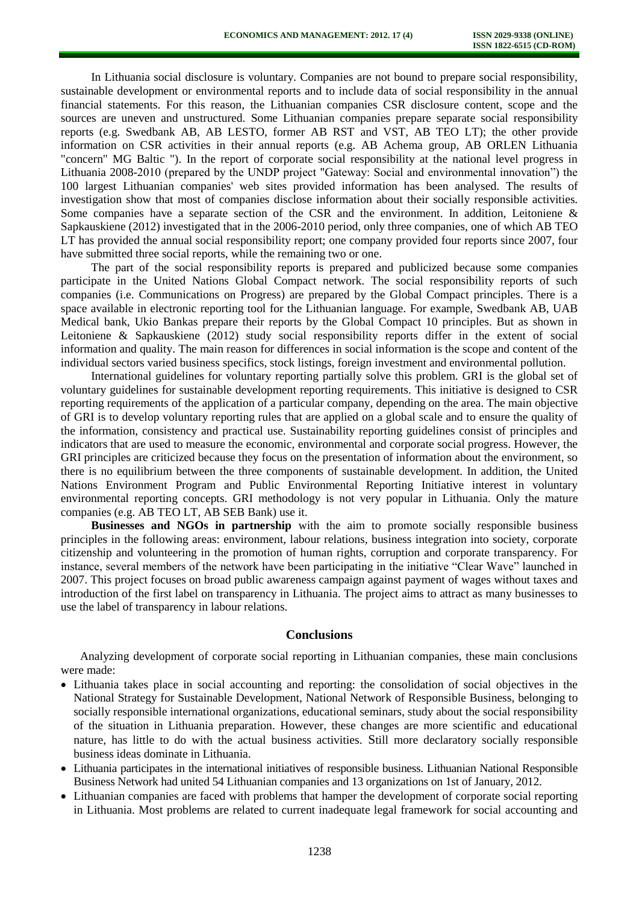In Lithuania social disclosure is voluntary. Companies are not bound to prepare social responsibility, sustainable development or environmental reports and to include data of social responsibility in the annual financial statements. For this reason, the Lithuanian companies CSR disclosure content, scope and the sources are uneven and unstructured. Some Lithuanian companies prepare separate social responsibility reports (e.g. Swedbank AB, AB LESTO, former AB RST and VST, AB TEO LT); the other provide information on CSR activities in their annual reports (e.g. AB Achema group, AB ORLEN Lithuania "concern" MG Baltic "). In the report of corporate social responsibility at the national level progress in Lithuania 2008-2010 (prepared by the UNDP project "Gateway: Social and environmental innovation") the 100 largest Lithuanian companies' web sites provided information has been analysed. The results of investigation show that most of companies disclose information about their socially responsible activities. Some companies have a separate section of the CSR and the environment. In addition, Leitoniene & Sapkauskiene (2012) investigated that in the 2006-2010 period, only three companies, one of which AB TEO LT has provided the annual social responsibility report; one company provided four reports since 2007, four have submitted three social reports, while the remaining two or one.

The part of the social responsibility reports is prepared and publicized because some companies participate in the United Nations Global Compact network. The social responsibility reports of such companies (i.e. Communications on Progress) are prepared by the Global Compact principles. There is a space available in electronic reporting tool for the Lithuanian language. For example, Swedbank AB, UAB Medical bank, Ukio Bankas prepare their reports by the Global Compact 10 principles. But as shown in Leitoniene & Sapkauskiene (2012) study social responsibility reports differ in the extent of social information and quality. The main reason for differences in social information is the scope and content of the individual sectors varied business specifics, stock listings, foreign investment and environmental pollution.

International guidelines for voluntary reporting partially solve this problem. GRI is the global set of voluntary guidelines for sustainable development reporting requirements. This initiative is designed to CSR reporting requirements of the application of a particular company, depending on the area. The main objective of GRI is to develop voluntary reporting rules that are applied on a global scale and to ensure the quality of the information, consistency and practical use. Sustainability reporting guidelines consist of principles and indicators that are used to measure the economic, environmental and corporate social progress. However, the GRI principles are criticized because they focus on the presentation of information about the environment, so there is no equilibrium between the three components of sustainable development. In addition, the United Nations Environment Program and Public Environmental Reporting Initiative interest in voluntary environmental reporting concepts. GRI methodology is not very popular in Lithuania. Only the mature companies (e.g. AB TEO LT, AB SEB Bank) use it.

**Businesses and NGOs in partnership** with the aim to promote socially responsible business principles in the following areas: environment, labour relations, business integration into society, corporate citizenship and volunteering in the promotion of human rights, corruption and corporate transparency. For instance, several members of the network have been participating in the initiative "Clear Wave" launched in 2007. This project focuses on broad public awareness campaign against payment of wages without taxes and introduction of the first label on transparency in Lithuania. The project aims to attract as many businesses to use the label of transparency in labour relations.

## Conclusions

Analyzing development of corporate social reporting in Lithuanian companies, these main conclusions were made:

- Lithuania takes place in social accounting and reporting: the consolidation of social objectives in the National Strategy for Sustainable Development, National Network of Responsible Business, belonging to socially responsible international organizations, educational seminars, study about the social responsibility of the situation in Lithuania preparation. However, these changes are more scientific and educational nature, has little to do with the actual business activities. Still more declaratory socially responsible business ideas dominate in Lithuania.
- Lithuania participates in the international initiatives of responsible business. Lithuanian National Responsible Business Network had united 54 Lithuanian companies and 13 organizations on 1st of January, 2012.
- Lithuanian companies are faced with problems that hamper the development of corporate social reporting in Lithuania. Most problems are related to current inadequate legal framework for social accounting and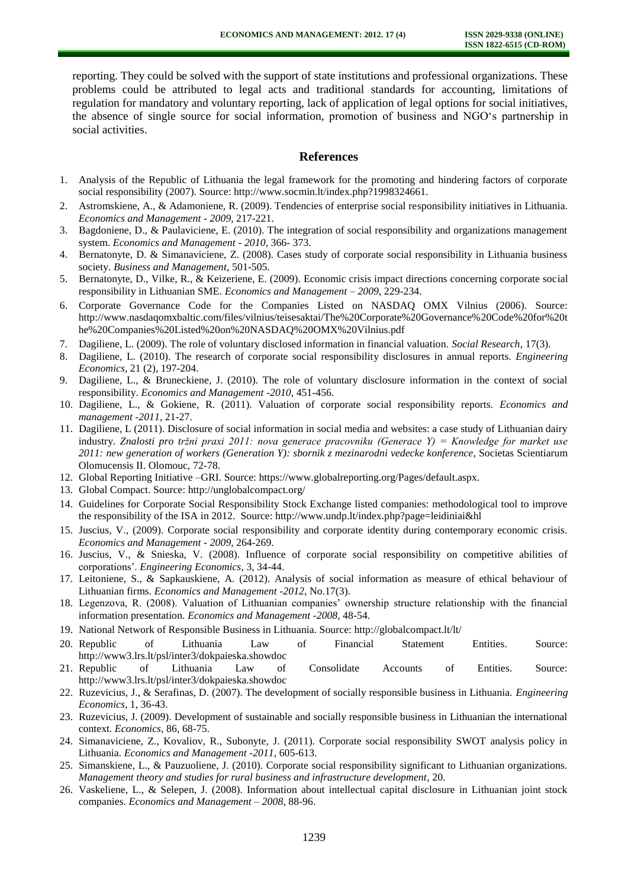reporting. They could be solved with the support of state institutions and professional organizations. These problems could be attributed to legal acts and traditional standards for accounting, limitations of regulation for mandatory and voluntary reporting, lack of application of legal options for social initiatives, the absence of single source for social information, promotion of business and NGO's partnership in social activities.

## References

1. Analysis of the Republic of Lithuania the legal framework for the promoting and hindering factors of corporate social responsibility (2007). Source: http://www.socmin.lt/index.php?1998324661.
2. Astromskiene, A., & Adamoniene, R. (2009). Tendencies of enterprise social responsibility initiatives in Lithuania. *Economics and Management - 2009*, 217-221.
3. Bagdoniene, D., & Paulaviciene, E. (2010). The integration of social responsibility and organizations management system. *Economics and Management - 2010*, 366- 373.
4. Bernatonyte, D. & Simanaviciene, Z. (2008). Cases study of corporate social responsibility in Lithuania business society. *Business and Management*, 501-505.
5. Bernatonyte, D., Vilke, R., & Keizeriene, E. (2009). Economic crisis impact directions concerning corporate social responsibility in Lithuanian SME. *Economics and Management – 2009*, 229-234.
6. Corporate Governance Code for the Companies Listed on NASDAQ OMX Vilnius (2006). Source: http://www.nasdaqomxbaltic.com/files/vilnius/teisesaktai/The%20Corporate%20Governance%20Code%20for%20the%20Companies%20Listed%20on%20NASDAQ%20OMX%20Vilnius.pdf
7. Dagiliene, L. (2009). The role of voluntary disclosed information in financial valuation. *Social Research*, 17(3).
8. Dagiliene, L. (2010). The research of corporate social responsibility disclosures in annual reports. *Engineering Economics*, 21 (2), 197-204.
9. Dagiliene, L., & Bruneckiene, J. (2010). The role of voluntary disclosure information in the context of social responsibility. *Economics and Management -2010*, 451-456.
10. Dagiliene, L., & Gokiene, R. (2011). Valuation of corporate social responsibility reports. *Economics and management -2011*, 21-27.
11. Dagiliene, L (2011). Disclosure of social information in social media and websites: a case study of Lithuanian dairy industry. *Znalosti pro tržni praxi 2011: nova generace pracovniku (Generace Y) = Knowledge for market use 2011: new generation of workers (Generation Y): sbornik z mezinarodni vedecke konference*, Societas Scientiarum Olomucensis II. Olomouc, 72-78.
12. Global Reporting Initiative –GRI. Source: https://www.globalreporting.org/Pages/default.aspx.
13. Global Compact. Source: http://unglobalcompact.org/
14. Guidelines for Corporate Social Responsibility Stock Exchange listed companies: methodological tool to improve the responsibility of the ISA in 2012. Source: http://www.undp.lt/index.php?page=leidiniai&hl
15. Juscius, V., (2009). Corporate social responsibility and corporate identity during contemporary economic crisis. *Economics and Management - 2009*, 264-269.
16. Juscius, V., & Snieska, V. (2008). Influence of corporate social responsibility on competitive abilities of corporations'. *Engineering Economics*, 3, 34-44.
17. Leitoniene, S., & Sapkauskiene, A. (2012). Analysis of social information as measure of ethical behaviour of Lithuanian firms. *Economics and Management -2012*, No.17(3).
18. Legenzova, R. (2008). Valuation of Lithuanian companies' ownership structure relationship with the financial information presentation. *Economics and Management -2008*, 48-54.
19. National Network of Responsible Business in Lithuania. Source: http://globalcompact.lt/lt/
20. Republic of Lithuania Law of Financial Statement Entities. Source: http://www3.lrs.lt/psl/inter3/dokpaieska.showdoc
21. Republic of Lithuania Law of Consolidate Accounts of Entities. Source: http://www3.lrs.lt/psl/inter3/dokpaieska.showdoc
22. Ruzevicius, J., & Serafinas, D. (2007). The development of socially responsible business in Lithuania. *Engineering Economics*, 1, 36-43.
23. Ruzevicius, J. (2009). Development of sustainable and socially responsible business in Lithuanian the international context. *Economics*, 86, 68-75.
24. Simanaviciene, Z., Kovaliov, R., Subonyte, J. (2011). Corporate social responsibility SWOT analysis policy in Lithuania. *Economics and Management -2011*, 605-613.
25. Simanskiene, L., & Pauzuoliene, J. (2010). Corporate social responsibility significant to Lithuanian organizations. *Management theory and studies for rural business and infrastructure development*, 20.
26. Vaskeliene, L., & Selepen, J. (2008). Information about intellectual capital disclosure in Lithuanian joint stock companies. *Economics and Management – 2008*, 88-96.